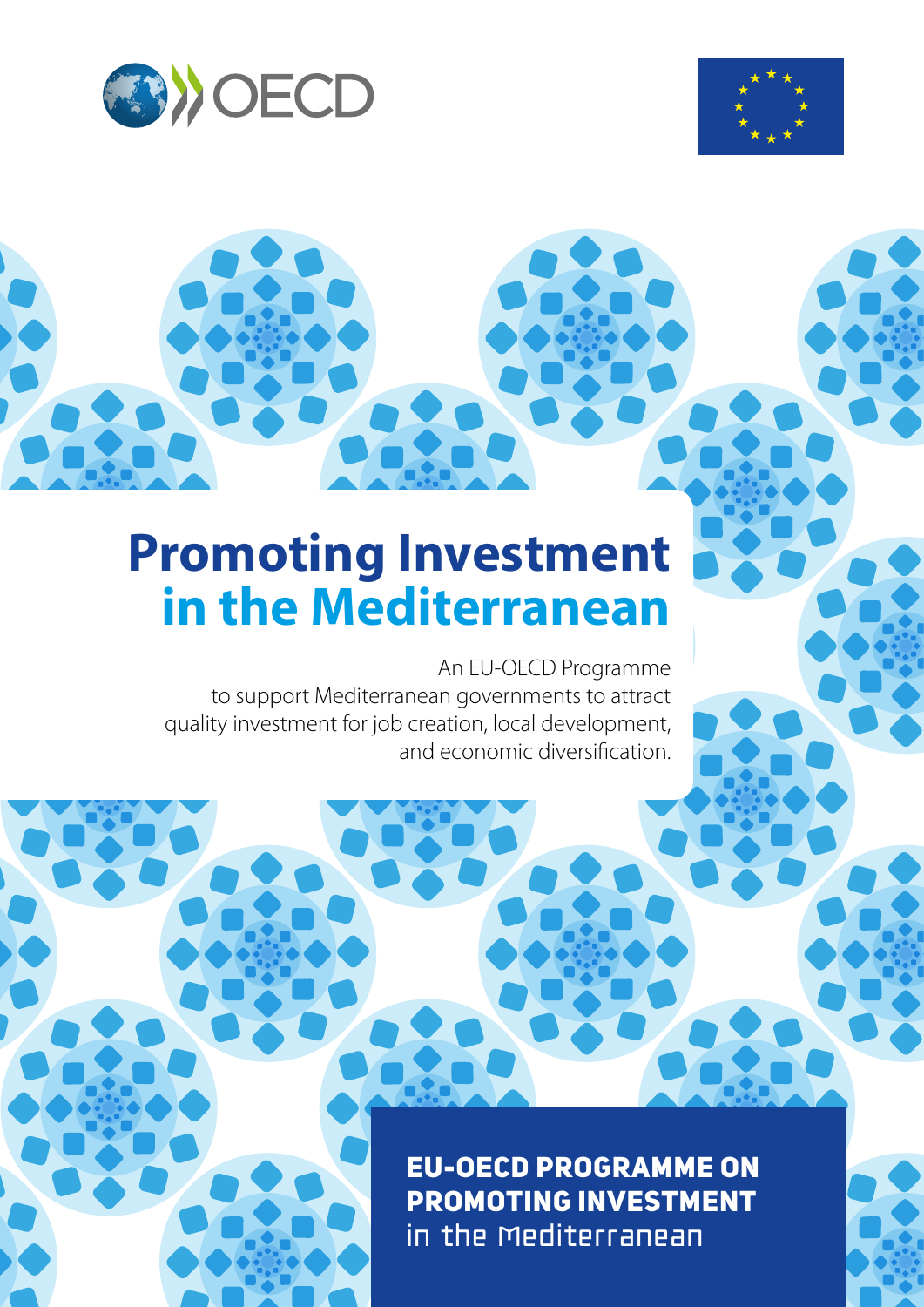OECD

# Promoting Investment in the Mediterranean

An EU-OECD Programme to support Mediterranean governments to attract quality investment for job creation, local development, and economic diversification.

**EU-OECD PROGRAMME ON PROMOTING INVESTMENT** in the Mediterranean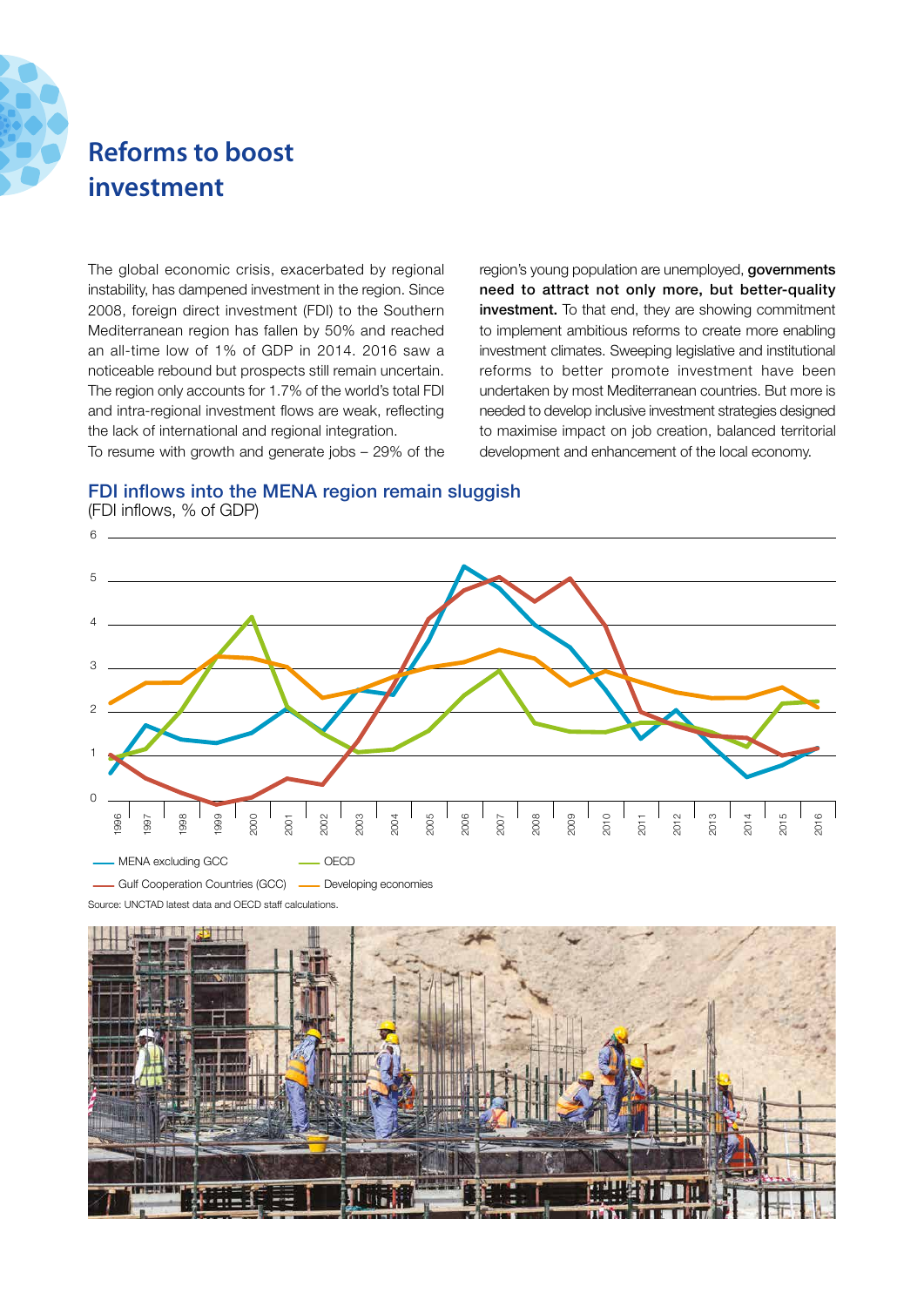# Reforms to boost investment

The global economic crisis, exacerbated by regional instability, has dampened investment in the region. Since 2008, foreign direct investment (FDI) to the Southern Mediterranean region has fallen by 50% and reached an all-time low of 1% of GDP in 2014. 2016 saw a noticeable rebound but prospects still remain uncertain. The region only accounts for 1.7% of the world's total FDI and intra-regional investment flows are weak, reflecting the lack of international and regional integration.

To resume with growth and generate jobs – 29% of the region's young population are unemployed, **governments need to attract not only more, but better-quality investment.** To that end, they are showing commitment to implement ambitious reforms to create more enabling investment climates. Sweeping legislative and institutional reforms to better promote investment have been undertaken by most Mediterranean countries. But more is needed to develop inclusive investment strategies designed to maximise impact on job creation, balanced territorial development and enhancement of the local economy.

## FDI inflows into the MENA region remain sluggish

(FDI inflows, % of GDP)

Legend: MENA excluding GCC; OECD; Gulf Cooperation Countries (GCC); Developing economies

Source: UNCTAD latest data and OECD staff calculations.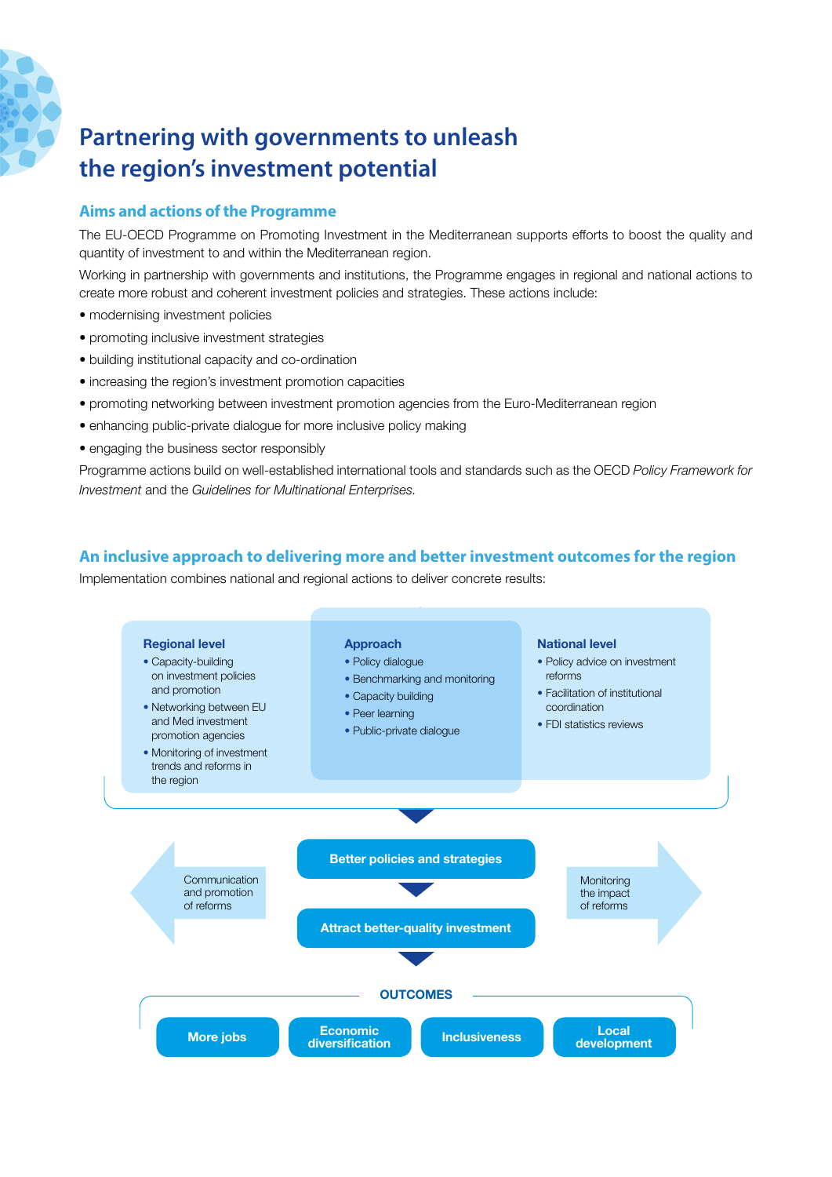# Partnering with governments to unleash the region's investment potential

## Aims and actions of the Programme

The EU-OECD Programme on Promoting Investment in the Mediterranean supports efforts to boost the quality and quantity of investment to and within the Mediterranean region.

Working in partnership with governments and institutions, the Programme engages in regional and national actions to create more robust and coherent investment policies and strategies. These actions include:

- modernising investment policies
- promoting inclusive investment strategies
- building institutional capacity and co-ordination
- increasing the region's investment promotion capacities
- promoting networking between investment promotion agencies from the Euro-Mediterranean region
- enhancing public-private dialogue for more inclusive policy making
- engaging the business sector responsibly

Programme actions build on well-established international tools and standards such as the OECD *Policy Framework for Investment* and the *Guidelines for Multinational Enterprises.*

## An inclusive approach to delivering more and better investment outcomes for the region

Implementation combines national and regional actions to deliver concrete results:

**Regional level**
- Capacity-building on investment policies and promotion
- Networking between EU and Med investment promotion agencies
- Monitoring of investment trends and reforms in the region

**Approach**
- Policy dialogue
- Benchmarking and monitoring
- Capacity building
- Peer learning
- Public-private dialogue

**National level**
- Policy advice on investment reforms
- Facilitation of institutional coordination
- FDI statistics reviews

Communication and promotion of reforms

**Better policies and strategies**

**Attract better-quality investment**

Monitoring the impact of reforms

**OUTCOMES**

- **More jobs**
- **Economic diversification**
- **Inclusiveness**
- **Local development**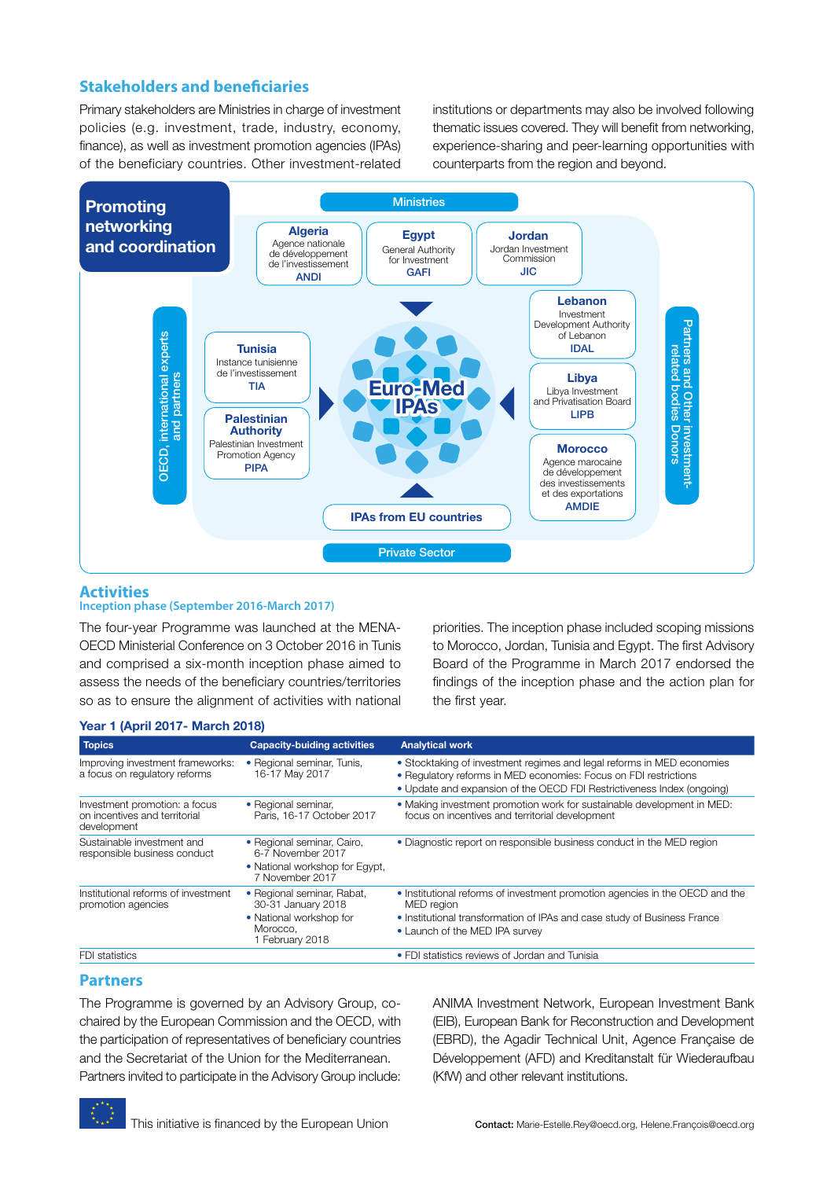## Stakeholders and beneficiaries

Primary stakeholders are Ministries in charge of investment policies (e.g. investment, trade, industry, economy, finance), as well as investment promotion agencies (IPAs) of the beneficiary countries. Other investment-related institutions or departments may also be involved following thematic issues covered. They will benefit from networking, experience-sharing and peer-learning opportunities with counterparts from the region and beyond.

**Promoting networking and coordination**

Ministries

Algeria
Agence nationale de développement de l'investissement
ANDI

Egypt
General Authority for Investment
GAFI

Jordan
Jordan Investment Commission
JIC

Lebanon
Investment Development Authority of Lebanon
IDAL

Libya
Libya Investment and Privatisation Board
LIPB

Morocco
Agence marocaine de développement des investissements et des exportations
AMDIE

Tunisia
Instance tunisienne de l'investissement
TIA

Palestinian Authority
Palestinian Investment Promotion Agency
PIPA

Euro-Med IPAs

IPAs from EU countries

OECD, international experts and partners

Partners and Other investment-related bodies Donors

Private Sector

## Activities

### Inception phase (September 2016-March 2017)

The four-year Programme was launched at the MENA-OECD Ministerial Conference on 3 October 2016 in Tunis and comprised a six-month inception phase aimed to assess the needs of the beneficiary countries/territories so as to ensure the alignment of activities with national priorities. The inception phase included scoping missions to Morocco, Jordan, Tunisia and Egypt. The first Advisory Board of the Programme in March 2017 endorsed the findings of the inception phase and the action plan for the first year.

### Year 1 (April 2017- March 2018)

| Topics | Capacity-buiding activities | Analytical work |
|---|---|---|
| Improving investment frameworks: a focus on regulatory reforms | • Regional seminar, Tunis, 16-17 May 2017 | • Stocktaking of investment regimes and legal reforms in MED economies<br>• Regulatory reforms in MED economies: Focus on FDI restrictions<br>• Update and expansion of the OECD FDI Restrictiveness Index (ongoing) |
| Investment promotion: a focus on incentives and territorial development | • Regional seminar, Paris, 16-17 October 2017 | • Making investment promotion work for sustainable development in MED: focus on incentives and territorial development |
| Sustainable investment and responsible business conduct | • Regional seminar, Cairo, 6-7 November 2017<br>• National workshop for Egypt, 7 November 2017 | • Diagnostic report on responsible business conduct in the MED region |
| Institutional reforms of investment promotion agencies | • Regional seminar, Rabat, 30-31 January 2018<br>• National workshop for Morocco, 1 February 2018 | • Institutional reforms of investment promotion agencies in the OECD and the MED region<br>• Institutional transformation of IPAs and case study of Business France<br>• Launch of the MED IPA survey |
| FDI statistics | | • FDI statistics reviews of Jordan and Tunisia |

## Partners

The Programme is governed by an Advisory Group, co-chaired by the European Commission and the OECD, with the participation of representatives of beneficiary countries and the Secretariat of the Union for the Mediterranean. Partners invited to participate in the Advisory Group include: ANIMA Investment Network, European Investment Bank (EIB), European Bank for Reconstruction and Development (EBRD), the Agadir Technical Unit, Agence Française de Développement (AFD) and Kreditanstalt für Wiederaufbau (KfW) and other relevant institutions.

This initiative is financed by the European Union

**Contact:** Marie-Estelle.Rey@oecd.org, Helene.François@oecd.org